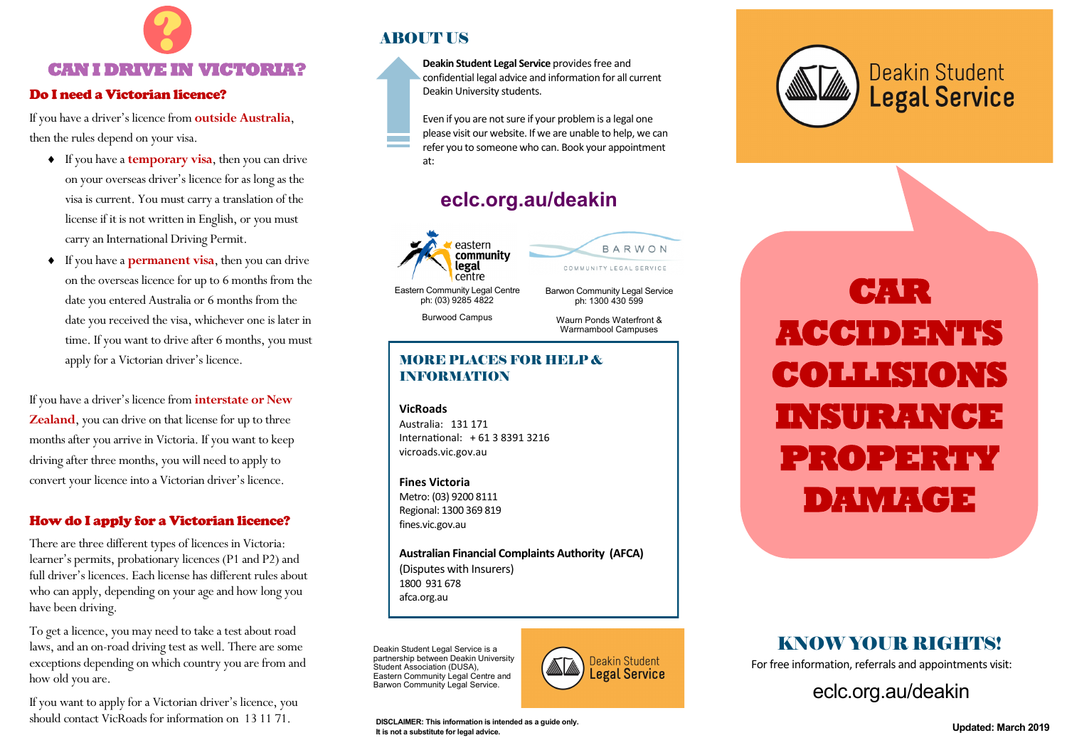# CAN I DRIVE IN VICTORIA?

## Do I need a Victorian licence?

If you have a driver's licence from **outside Australia**, then the rules depend on your visa.

- If you have a **temporary visa**, then you can drive on your overseas driver's licence for as long as the visa is current. You must carry a translation of the license if it is not written in English, or you must carry an International Driving Permit.
- If you have a **permanent visa**, then you can drive on the overseas licence for up to 6 months from the date you entered Australia or 6 months from the date you received the visa, whichever one is later in time. If you want to drive after 6 months, you must apply for a Victorian driver's licence.

If you have a driver's licence from **interstate or New Zealand**, you can drive on that license for up to three months after you arrive in Victoria. If you want to keep driving after three months, you will need to apply to convert your licence into a Victorian driver's licence.

## How do I apply for a Victorian licence?

There are three different types of licences in Victoria: learner's permits, probationary licences (P1 and P2) and full driver's licences. Each license has different rules about who can apply, depending on your age and how long you have been driving.

To get a licence, you may need to take a test about road laws, and an on-road driving test as well. There are some exceptions depending on which country you are from and how old you are.

If you want to apply for a Victorian driver's licence, you should contact VicRoads for information on 13 11 71.

## ABOUT US

**Deakin Student Legal Service** provides free and confidential legal advice and information for all current Deakin University students.

Even if you are not sure if your problem is a legal one please visit our website. If we are unable to help, we can refer you to someone who can. Book your appointment at:

**eclc.org.au/deakin**

Eastern Community Legal Centre
ph: (03) 9285 4822
Burwood Campus

Barwon Community Legal Service
ph: 1300 430 599
Waurn Ponds Waterfront & Warrnambool Campuses

## MORE PLACES FOR HELP & INFORMATION

**VicRoads**
Australia: 131 171
International: + 61 3 8391 3216
vicroads.vic.gov.au

**Fines Victoria**
Metro: (03) 9200 8111
Regional: 1300 369 819
fines.vic.gov.au

**Australian Financial Complaints Authority (AFCA)**
(Disputes with Insurers)
1800 931 678
afca.org.au

Deakin Student Legal Service is a partnership between Deakin University Student Association (DUSA), Eastern Community Legal Centre and Barwon Community Legal Service.

Deakin Student Legal Service

**DISCLAIMER: This information is intended as a guide only. It is not a substitute for legal advice.**

Deakin Student Legal Service

# CAR ACCIDENTS COLLISIONS INSURANCE PROPERTY DAMAGE

## KNOW YOUR RIGHTS!

For free information, referrals and appointments visit:

eclc.org.au/deakin

**Updated: March 2019**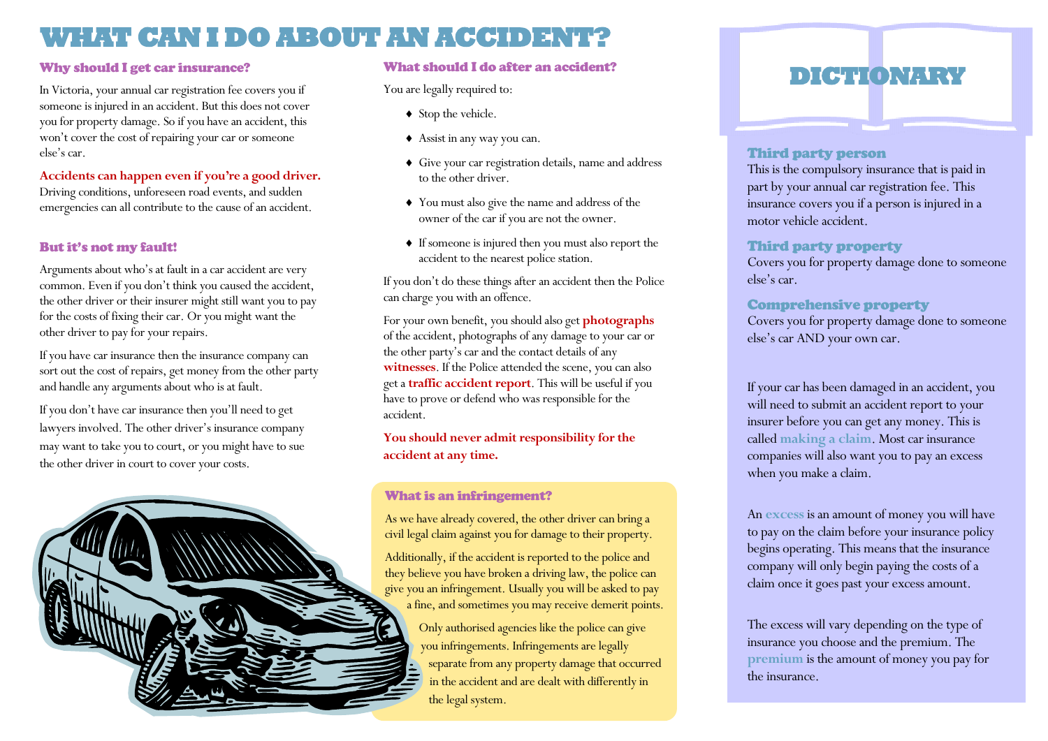# WHAT CAN I DO ABOUT AN ACCIDENT?

## Why should I get car insurance?

In Victoria, your annual car registration fee covers you if someone is injured in an accident. But this does not cover you for property damage. So if you have an accident, this won't cover the cost of repairing your car or someone else's car.

**Accidents can happen even if you're a good driver.** Driving conditions, unforeseen road events, and sudden emergencies can all contribute to the cause of an accident.

## But it's not my fault!

Arguments about who's at fault in a car accident are very common. Even if you don't think you caused the accident, the other driver or their insurer might still want you to pay for the costs of fixing their car. Or you might want the other driver to pay for your repairs.

If you have car insurance then the insurance company can sort out the cost of repairs, get money from the other party and handle any arguments about who is at fault.

If you don't have car insurance then you'll need to get lawyers involved. The other driver's insurance company may want to take you to court, or you might have to sue the other driver in court to cover your costs.

## What should I do after an accident?

You are legally required to:

- Stop the vehicle.
- Assist in any way you can.
- Give your car registration details, name and address to the other driver.
- You must also give the name and address of the owner of the car if you are not the owner.
- If someone is injured then you must also report the accident to the nearest police station.

If you don't do these things after an accident then the Police can charge you with an offence.

For your own benefit, you should also get **photographs** of the accident, photographs of any damage to your car or the other party's car and the contact details of any **witnesses**. If the Police attended the scene, you can also get a **traffic accident report**. This will be useful if you have to prove or defend who was responsible for the accident.

**You should never admit responsibility for the accident at any time.**

## What is an infringement?

As we have already covered, the other driver can bring a civil legal claim against you for damage to their property.

Additionally, if the accident is reported to the police and they believe you have broken a driving law, the police can give you an infringement. Usually you will be asked to pay a fine, and sometimes you may receive demerit points.

Only authorised agencies like the police can give you infringements. Infringements are legally separate from any property damage that occurred in the accident and are dealt with differently in the legal system.

## DICTIONARY

### Third party person

This is the compulsory insurance that is paid in part by your annual car registration fee. This insurance covers you if a person is injured in a motor vehicle accident.

### Third party property

Covers you for property damage done to someone else's car.

### Comprehensive property

Covers you for property damage done to someone else's car AND your own car.

If your car has been damaged in an accident, you will need to submit an accident report to your insurer before you can get any money. This is called **making a claim**. Most car insurance companies will also want you to pay an excess when you make a claim.

An **excess** is an amount of money you will have to pay on the claim before your insurance policy begins operating. This means that the insurance company will only begin paying the costs of a claim once it goes past your excess amount.

The excess will vary depending on the type of insurance you choose and the premium. The **premium** is the amount of money you pay for the insurance.